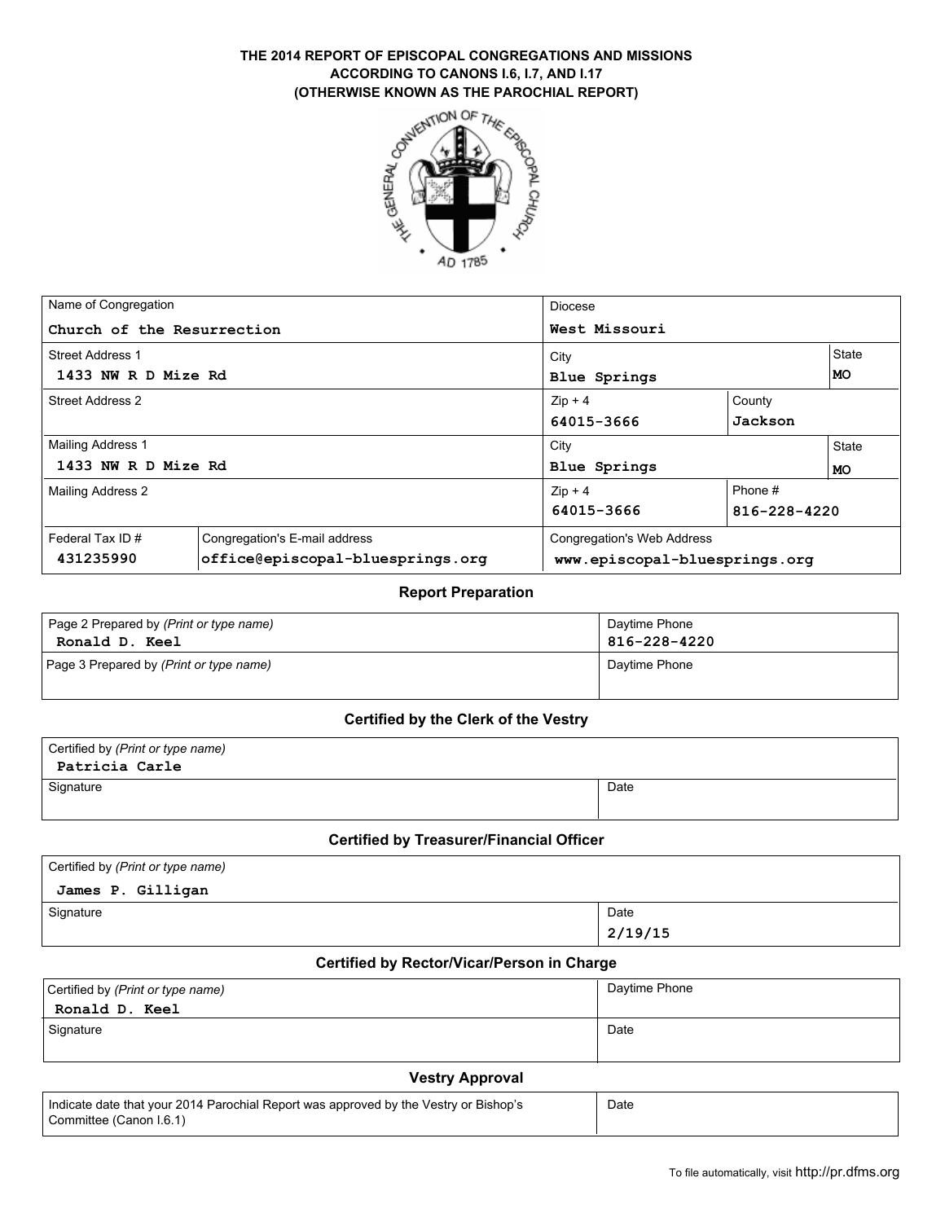# THE 2014 REPORT OF EPISCOPAL CONGREGATIONS AND MISSIONS ACCORDING TO CANONS I.6, I.7, AND I.17 (OTHERWISE KNOWN AS THE PAROCHIAL REPORT)

| Name of Congregation | | Diocese | | |
|---|---|---|---|---|
| Church of the Resurrection | | West Missouri | | |
| Street Address 1 | | City | | State |
| 1433 NW R D Mize Rd | | Blue Springs | | MO |
| Street Address 2 | | Zip + 4 | County | |
| | | 64015-3666 | Jackson | |
| Mailing Address 1 | | City | | State |
| 1433 NW R D Mize Rd | | Blue Springs | | MO |
| Mailing Address 2 | | Zip + 4 | Phone # | |
| | | 64015-3666 | 816-228-4220 | |
| Federal Tax ID # | Congregation's E-mail address | Congregation's Web Address | | |
| 431235990 | office@episcopal-bluesprings.org | www.episcopal-bluesprings.org | | |

## Report Preparation

| Page 2 Prepared by *(Print or type name)* | Daytime Phone |
|---|---|
| Ronald D. Keel | 816-228-4220 |
| Page 3 Prepared by *(Print or type name)* | Daytime Phone |
| | |

## Certified by the Clerk of the Vestry

| Certified by *(Print or type name)* | |
|---|---|
| Patricia Carle | |
| Signature | Date |
| | |

## Certified by Treasurer/Financial Officer

| Certified by *(Print or type name)* | |
|---|---|
| James P. Gilligan | |
| Signature | Date |
| | 2/19/15 |

## Certified by Rector/Vicar/Person in Charge

| Certified by *(Print or type name)* | Daytime Phone |
|---|---|
| Ronald D. Keel | |
| Signature | Date |
| | |

## Vestry Approval

| Indicate date that your 2014 Parochial Report was approved by the Vestry or Bishop's Committee (Canon I.6.1) | Date |
|---|---|
| | |

To file automatically, visit http://pr.dfms.org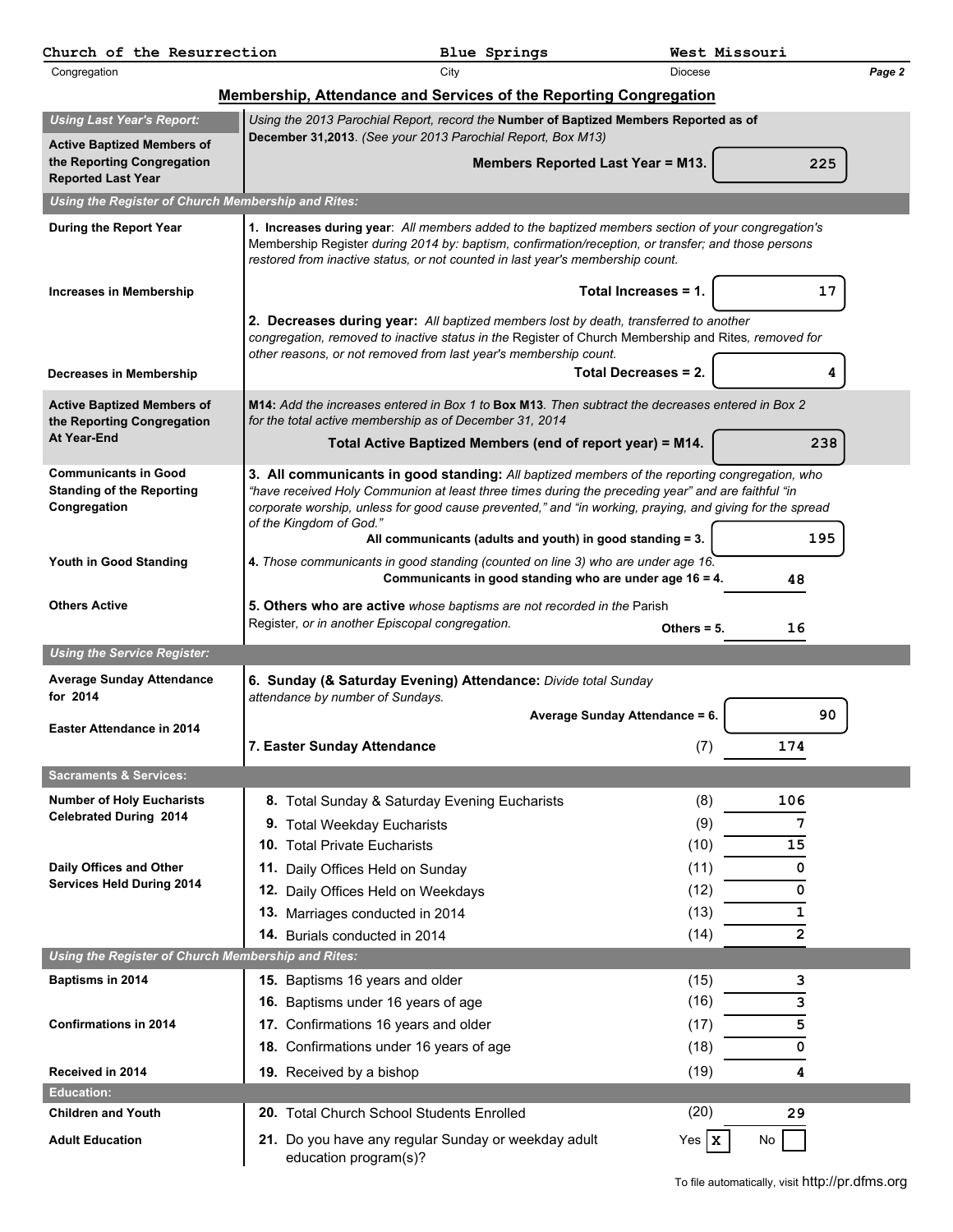| Church of the Resurrection | Blue Springs | West Missouri |
|---|---|---|
| Congregation | City | Diocese |

## Membership, Attendance and Services of the Reporting Congregation

| | |
|---|---|
| ***Using Last Year's Report:*** | |
| **Active Baptized Members of the Reporting Congregation Reported Last Year** | *Using the 2013 Parochial Report, record the* **Number of Baptized Members Reported as of December 31,2013**. *(See your 2013 Parochial Report, Box M13)*<br>**Members Reported Last Year = M13.** 225 |
| ***Using the Register of Church Membership and Rites:*** | |
| **During the Report Year**<br>**Increases in Membership** | **1. Increases during year**: *All members added to the baptized members section of your congregation's* Membership Register *during 2014 by: baptism, confirmation/reception, or transfer; and those persons restored from inactive status, or not counted in last year's membership count.*<br>**Total Increases = 1.** 17 |
| **Decreases in Membership** | **2. Decreases during year:** *All baptized members lost by death, transferred to another congregation, removed to inactive status in the* Register of Church Membership and Rites*, removed for other reasons, or not removed from last year's membership count.*<br>**Total Decreases = 2.** 4 |
| **Active Baptized Members of the Reporting Congregation At Year-End** | **M14:** *Add the increases entered in Box 1 to* **Box M13**. *Then subtract the decreases entered in Box 2 for the total active membership as of December 31, 2014*<br>**Total Active Baptized Members (end of report year) = M14.** 238 |
| **Communicants in Good Standing of the Reporting Congregation** | **3. All communicants in good standing:** *All baptized members of the reporting congregation, who "have received Holy Communion at least three times during the preceding year" and are faithful "in corporate worship, unless for good cause prevented," and "in working, praying, and giving for the spread of the Kingdom of God."*<br>**All communicants (adults and youth) in good standing = 3.** 195 |
| **Youth in Good Standing** | **4.** *Those communicants in good standing (counted on line 3) who are under age 16.*<br>**Communicants in good standing who are under age 16 = 4.** 48 |
| **Others Active** | **5. Others who are active** *whose baptisms are not recorded in the* Parish Register*, or in another Episcopal congregation.*<br>**Others = 5.** 16 |
| ***Using the Service Register:*** | |
| **Average Sunday Attendance for 2014** | **6. Sunday (& Saturday Evening) Attendance:** *Divide total Sunday attendance by number of Sundays.*<br>**Average Sunday Attendance = 6.** 90 |
| **Easter Attendance in 2014** | **7. Easter Sunday Attendance** (7) 174 |

| | | | |
|---|---|---|---|
| **Sacraments & Services:** | | | |
| **Number of Holy Eucharists Celebrated During 2014** | **8.** Total Sunday & Saturday Evening Eucharists | (8) | 106 |
| | **9.** Total Weekday Eucharists | (9) | 7 |
| | **10.** Total Private Eucharists | (10) | 15 |
| **Daily Offices and Other Services Held During 2014** | **11.** Daily Offices Held on Sunday | (11) | 0 |
| | **12.** Daily Offices Held on Weekdays | (12) | 0 |
| | **13.** Marriages conducted in 2014 | (13) | 1 |
| | **14.** Burials conducted in 2014 | (14) | 2 |
| ***Using the Register of Church Membership and Rites:*** | | | |
| **Baptisms in 2014** | **15.** Baptisms 16 years and older | (15) | 3 |
| | **16.** Baptisms under 16 years of age | (16) | 3 |
| **Confirmations in 2014** | **17.** Confirmations 16 years and older | (17) | 5 |
| | **18.** Confirmations under 16 years of age | (18) | 0 |
| **Received in 2014** | **19.** Received by a bishop | (19) | 4 |
| **Education:** | | | |
| **Children and Youth** | **20.** Total Church School Students Enrolled | (20) | 29 |
| **Adult Education** | **21.** Do you have any regular Sunday or weekday adult education program(s)? | Yes [X] | No [ ] |

To file automatically, visit http://pr.dfms.org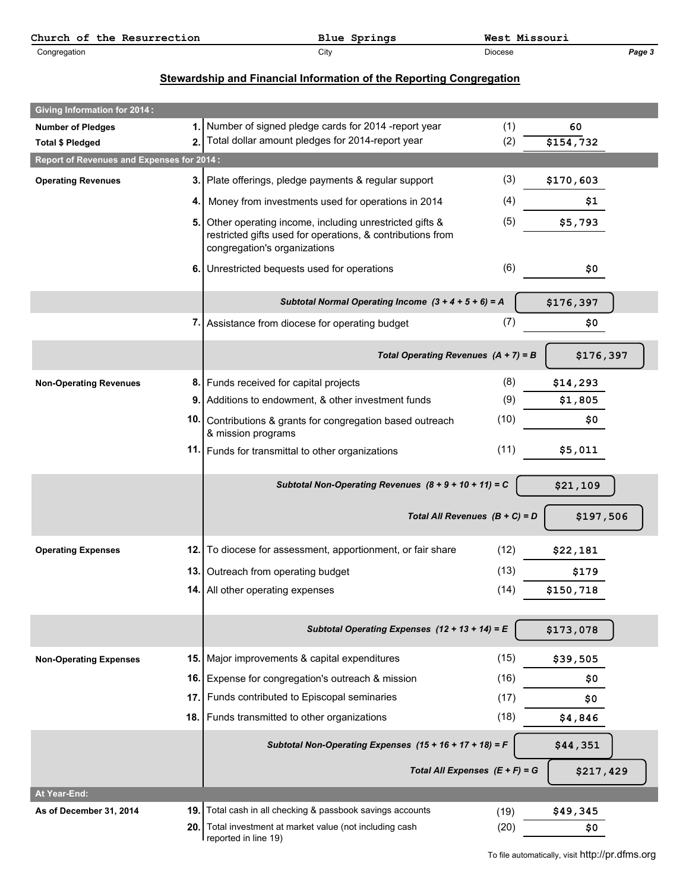| Church of the Resurrection | Blue Springs | West Missouri |
| --- | --- | --- |
| Congregation | City | Diocese |

## Stewardship and Financial Information of the Reporting Congregation

| | | | | |
| --- | --- | --- | --- | --- |
| **Giving Information for 2014 :** | | | | |
| **Number of Pledges** | 1. | Number of signed pledge cards for 2014 -report year | (1) | 60 |
| **Total $ Pledged** | 2. | Total dollar amount pledges for 2014-report year | (2) | $154,732 |
| **Report of Revenues and Expenses for 2014 :** | | | | |
| **Operating Revenues** | 3. | Plate offerings, pledge payments & regular support | (3) | $170,603 |
| | 4. | Money from investments used for operations in 2014 | (4) | $1 |
| | 5. | Other operating income, including unrestricted gifts & restricted gifts used for operations, & contributions from congregation's organizations | (5) | $5,793 |
| | 6. | Unrestricted bequests used for operations | (6) | $0 |
| | | *Subtotal Normal Operating Income (3 + 4 + 5 + 6) = A* | | $176,397 |
| | 7. | Assistance from diocese for operating budget | (7) | $0 |
| | | *Total Operating Revenues (A + 7) = B* | | $176,397 |
| **Non-Operating Revenues** | 8. | Funds received for capital projects | (8) | $14,293 |
| | 9. | Additions to endowment, & other investment funds | (9) | $1,805 |
| | 10. | Contributions & grants for congregation based outreach & mission programs | (10) | $0 |
| | 11. | Funds for transmittal to other organizations | (11) | $5,011 |
| | | *Subtotal Non-Operating Revenues (8 + 9 + 10 + 11) = C* | | $21,109 |
| | | *Total All Revenues (B + C) = D* | | $197,506 |
| **Operating Expenses** | 12. | To diocese for assessment, apportionment, or fair share | (12) | $22,181 |
| | 13. | Outreach from operating budget | (13) | $179 |
| | 14. | All other operating expenses | (14) | $150,718 |
| | | *Subtotal Operating Expenses (12 + 13 + 14) = E* | | $173,078 |
| **Non-Operating Expenses** | 15. | Major improvements & capital expenditures | (15) | $39,505 |
| | 16. | Expense for congregation's outreach & mission | (16) | $0 |
| | 17. | Funds contributed to Episcopal seminaries | (17) | $0 |
| | 18. | Funds transmitted to other organizations | (18) | $4,846 |
| | | *Subtotal Non-Operating Expenses (15 + 16 + 17 + 18) = F* | | $44,351 |
| | | *Total All Expenses (E + F) = G* | | $217,429 |
| **At Year-End:** | | | | |
| **As of December 31, 2014** | 19. | Total cash in all checking & passbook savings accounts | (19) | $49,345 |
| | 20. | Total investment at market value (not including cash reported in line 19) | (20) | $0 |

To file automatically, visit http://pr.dfms.org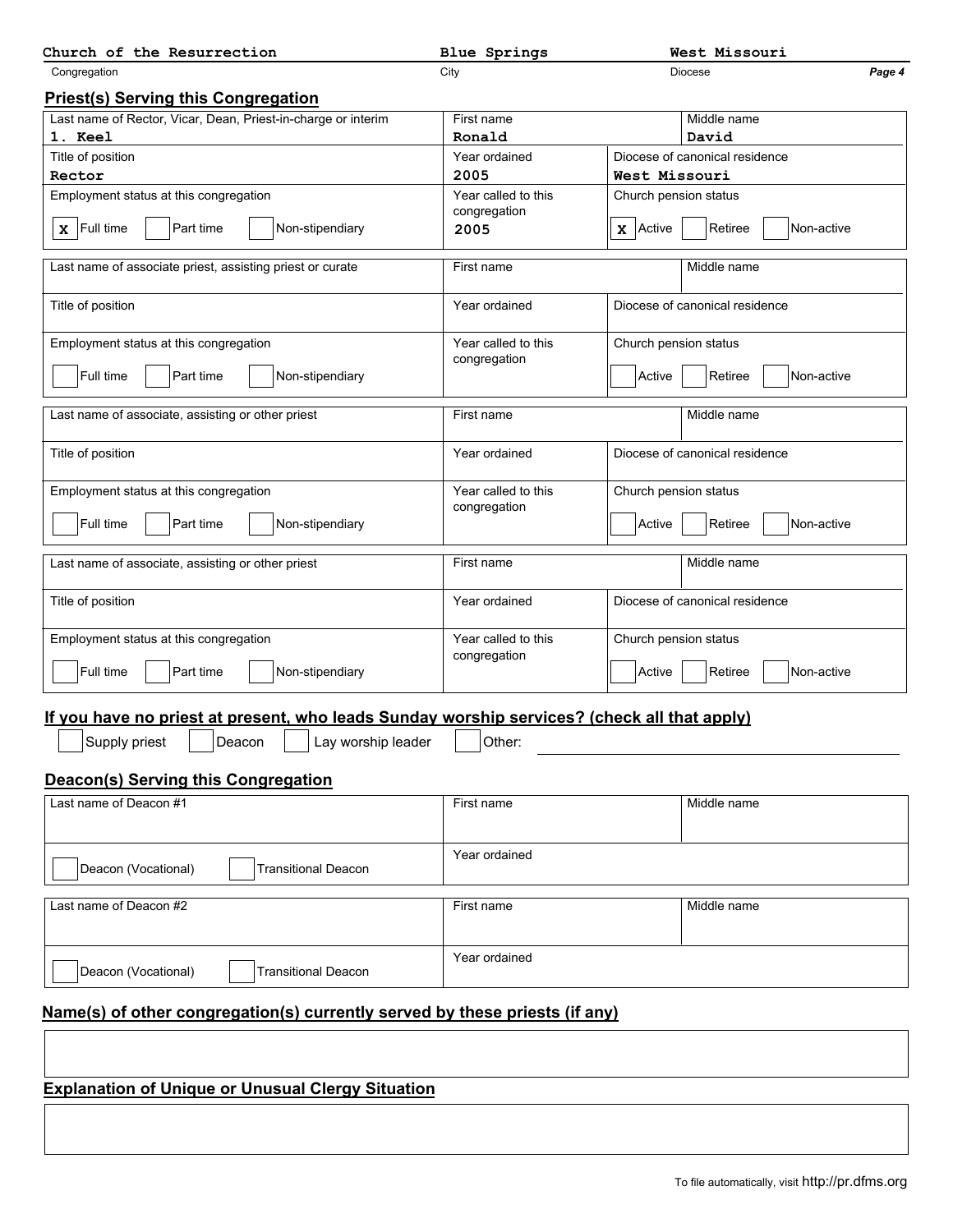| Church of the Resurrection | Blue Springs | West Missouri | |
|---|---|---|---|
| Congregation | City | Diocese | ***Page 4*** |

## Priest(s) Serving this Congregation

| Last name of Rector, Vicar, Dean, Priest-in-charge or interim | First name | Middle name |
|---|---|---|
| 1. Keel | Ronald | David |
| **Title of position** | **Year ordained** | **Diocese of canonical residence** |
| Rector | 2005 | West Missouri |
| **Employment status at this congregation** | **Year called to this congregation** | **Church pension status** |
| [X] Full time [ ] Part time [ ] Non-stipendiary | 2005 | [X] Active [ ] Retiree [ ] Non-active |

| Last name of associate priest, assisting priest or curate | First name | Middle name |
|---|---|---|
| | | |
| **Title of position** | **Year ordained** | **Diocese of canonical residence** |
| | | |
| **Employment status at this congregation** | **Year called to this congregation** | **Church pension status** |
| [ ] Full time [ ] Part time [ ] Non-stipendiary | | [ ] Active [ ] Retiree [ ] Non-active |

| Last name of associate, assisting or other priest | First name | Middle name |
|---|---|---|
| | | |
| **Title of position** | **Year ordained** | **Diocese of canonical residence** |
| | | |
| **Employment status at this congregation** | **Year called to this congregation** | **Church pension status** |
| [ ] Full time [ ] Part time [ ] Non-stipendiary | | [ ] Active [ ] Retiree [ ] Non-active |

| Last name of associate, assisting or other priest | First name | Middle name |
|---|---|---|
| | | |
| **Title of position** | **Year ordained** | **Diocese of canonical residence** |
| | | |
| **Employment status at this congregation** | **Year called to this congregation** | **Church pension status** |
| [ ] Full time [ ] Part time [ ] Non-stipendiary | | [ ] Active [ ] Retiree [ ] Non-active |

## If you have no priest at present, who leads Sunday worship services? (check all that apply)

[ ] Supply priest [ ] Deacon [ ] Lay worship leader [ ] Other: ____________

## Deacon(s) Serving this Congregation

| Last name of Deacon #1 | First name | Middle name |
|---|---|---|
| | | |
| [ ] Deacon (Vocational) [ ] Transitional Deacon | Year ordained | |

| Last name of Deacon #2 | First name | Middle name |
|---|---|---|
| | | |
| [ ] Deacon (Vocational) [ ] Transitional Deacon | Year ordained | |

## Name(s) of other congregation(s) currently served by these priests (if any)

## Explanation of Unique or Unusual Clergy Situation

To file automatically, visit http://pr.dfms.org